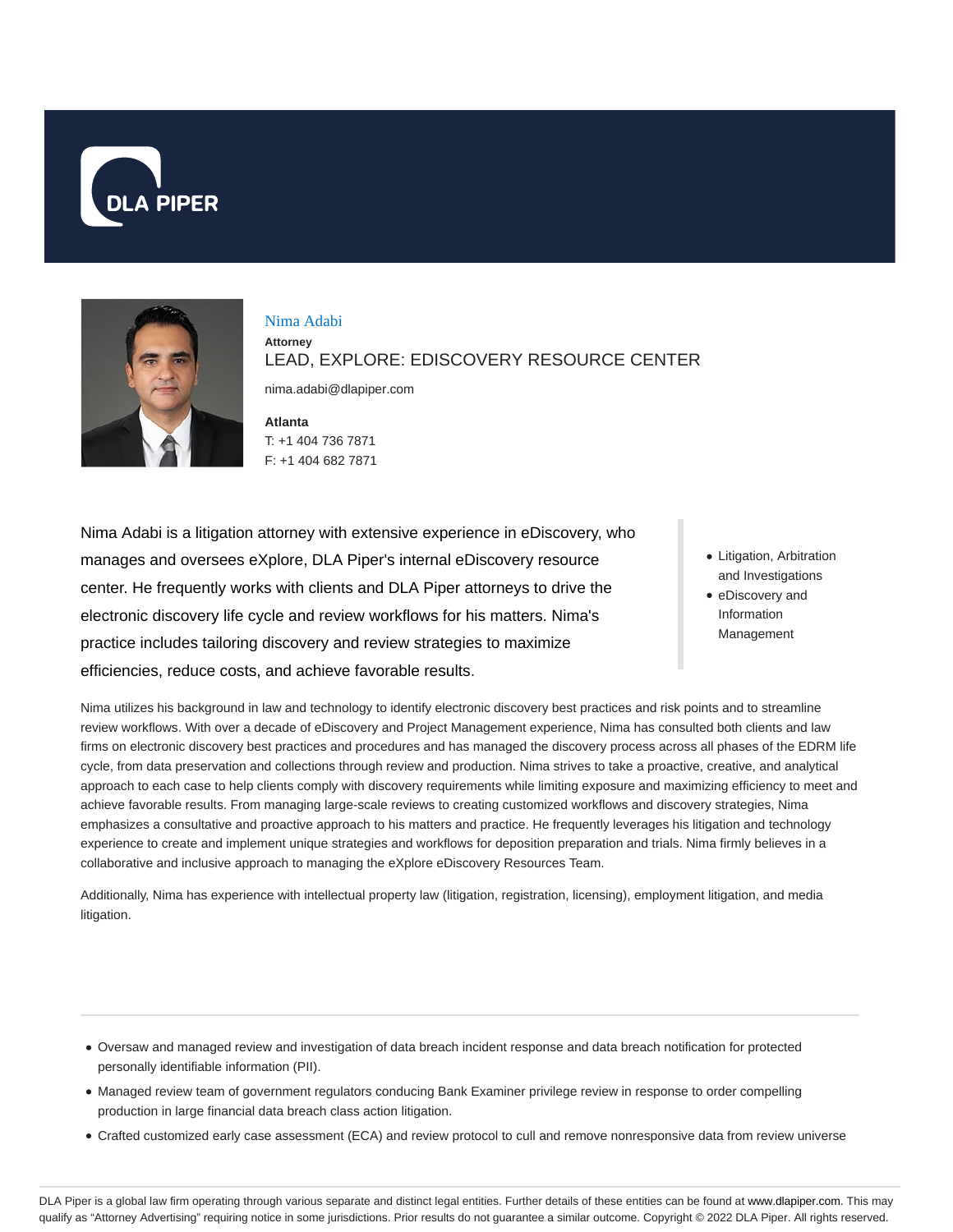DLA PIPER

# Nima Adabi

**Attorney**

LEAD, EXPLORE: EDISCOVERY RESOURCE CENTER

nima.adabi@dlapiper.com

**Atlanta**

T: +1 404 736 7871

F: +1 404 682 7871

Nima Adabi is a litigation attorney with extensive experience in eDiscovery, who manages and oversees eXplore, DLA Piper's internal eDiscovery resource center. He frequently works with clients and DLA Piper attorneys to drive the electronic discovery life cycle and review workflows for his matters. Nima's practice includes tailoring discovery and review strategies to maximize efficiencies, reduce costs, and achieve favorable results.

- Litigation, Arbitration and Investigations
- eDiscovery and Information Management

Nima utilizes his background in law and technology to identify electronic discovery best practices and risk points and to streamline review workflows. With over a decade of eDiscovery and Project Management experience, Nima has consulted both clients and law firms on electronic discovery best practices and procedures and has managed the discovery process across all phases of the EDRM life cycle, from data preservation and collections through review and production. Nima strives to take a proactive, creative, and analytical approach to each case to help clients comply with discovery requirements while limiting exposure and maximizing efficiency to meet and achieve favorable results. From managing large-scale reviews to creating customized workflows and discovery strategies, Nima emphasizes a consultative and proactive approach to his matters and practice. He frequently leverages his litigation and technology experience to create and implement unique strategies and workflows for deposition preparation and trials. Nima firmly believes in a collaborative and inclusive approach to managing the eXplore eDiscovery Resources Team.

Additionally, Nima has experience with intellectual property law (litigation, registration, licensing), employment litigation, and media litigation.

---

- Oversaw and managed review and investigation of data breach incident response and data breach notification for protected personally identifiable information (PII).
- Managed review team of government regulators conducing Bank Examiner privilege review in response to order compelling production in large financial data breach class action litigation.
- Crafted customized early case assessment (ECA) and review protocol to cull and remove nonresponsive data from review universe

DLA Piper is a global law firm operating through various separate and distinct legal entities. Further details of these entities can be found at www.dlapiper.com. This may qualify as "Attorney Advertising" requiring notice in some jurisdictions. Prior results do not guarantee a similar outcome. Copyright © 2022 DLA Piper. All rights reserved.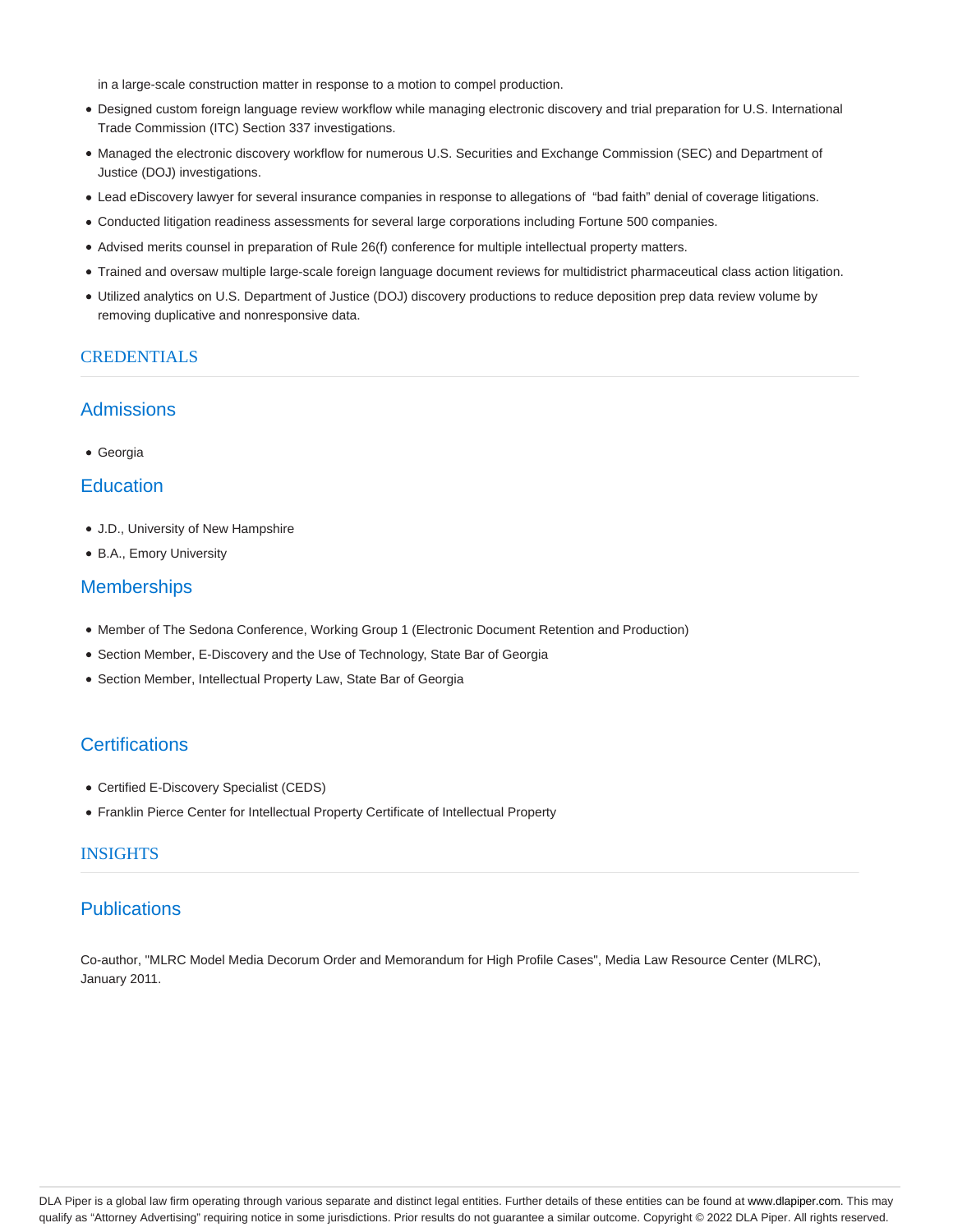in a large-scale construction matter in response to a motion to compel production.

- Designed custom foreign language review workflow while managing electronic discovery and trial preparation for U.S. International Trade Commission (ITC) Section 337 investigations.
- Managed the electronic discovery workflow for numerous U.S. Securities and Exchange Commission (SEC) and Department of Justice (DOJ) investigations.
- Lead eDiscovery lawyer for several insurance companies in response to allegations of "bad faith" denial of coverage litigations.
- Conducted litigation readiness assessments for several large corporations including Fortune 500 companies.
- Advised merits counsel in preparation of Rule 26(f) conference for multiple intellectual property matters.
- Trained and oversaw multiple large-scale foreign language document reviews for multidistrict pharmaceutical class action litigation.
- Utilized analytics on U.S. Department of Justice (DOJ) discovery productions to reduce deposition prep data review volume by removing duplicative and nonresponsive data.

## CREDENTIALS

### Admissions

- Georgia

### Education

- J.D., University of New Hampshire
- B.A., Emory University

### Memberships

- Member of The Sedona Conference, Working Group 1 (Electronic Document Retention and Production)
- Section Member, E-Discovery and the Use of Technology, State Bar of Georgia
- Section Member, Intellectual Property Law, State Bar of Georgia

### Certifications

- Certified E-Discovery Specialist (CEDS)
- Franklin Pierce Center for Intellectual Property Certificate of Intellectual Property

## INSIGHTS

### Publications

Co-author, "MLRC Model Media Decorum Order and Memorandum for High Profile Cases", Media Law Resource Center (MLRC), January 2011.

DLA Piper is a global law firm operating through various separate and distinct legal entities. Further details of these entities can be found at www.dlapiper.com. This may qualify as "Attorney Advertising" requiring notice in some jurisdictions. Prior results do not guarantee a similar outcome. Copyright © 2022 DLA Piper. All rights reserved.